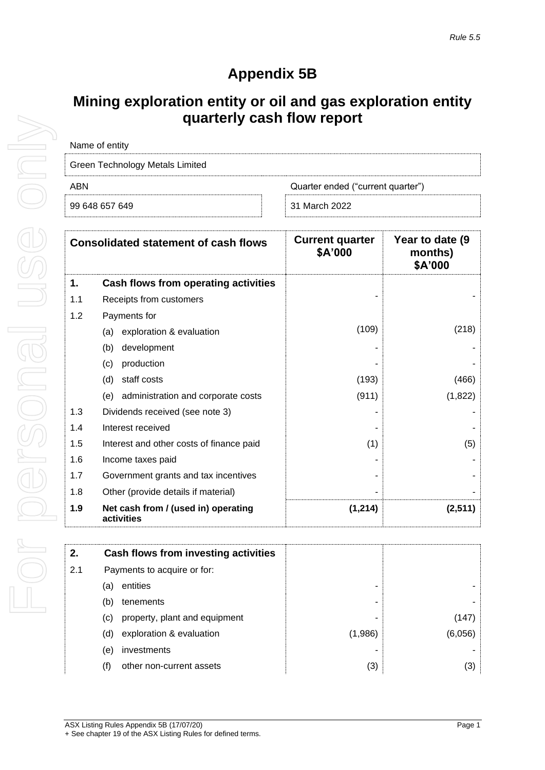*Rule 5.5*

# Appendix 5B

# Mining exploration entity or oil and gas exploration entity quarterly cash flow report

| Name of entity | |
|---|---|
| Green Technology Metals Limited | |
| **ABN** | **Quarter ended ("current quarter")** |
| 99 648 657 649 | 31 March 2022 |

| | Consolidated statement of cash flows | Current quarter $A'000 | Year to date (9 months) $A'000 |
|---|---|---|---|
| **1.** | **Cash flows from operating activities** | | |
| 1.1 | Receipts from customers | - | - |
| 1.2 | Payments for | | |
| | (a) exploration & evaluation | (109) | (218) |
| | (b) development | - | - |
| | (c) production | - | - |
| | (d) staff costs | (193) | (466) |
| | (e) administration and corporate costs | (911) | (1,822) |
| 1.3 | Dividends received (see note 3) | - | - |
| 1.4 | Interest received | - | - |
| 1.5 | Interest and other costs of finance paid | (1) | (5) |
| 1.6 | Income taxes paid | - | - |
| 1.7 | Government grants and tax incentives | - | - |
| 1.8 | Other (provide details if material) | - | - |
| **1.9** | **Net cash from / (used in) operating activities** | **(1,214)** | **(2,511)** |

| | | | |
|---|---|---|---|
| **2.** | **Cash flows from investing activities** | | |
| 2.1 | Payments to acquire or for: | | |
| | (a) entities | - | - |
| | (b) tenements | - | - |
| | (c) property, plant and equipment | - | (147) |
| | (d) exploration & evaluation | (1,986) | (6,056) |
| | (e) investments | - | - |
| | (f) other non-current assets | (3) | (3) |

ASX Listing Rules Appendix 5B (17/07/20)
+ See chapter 19 of the ASX Listing Rules for defined terms.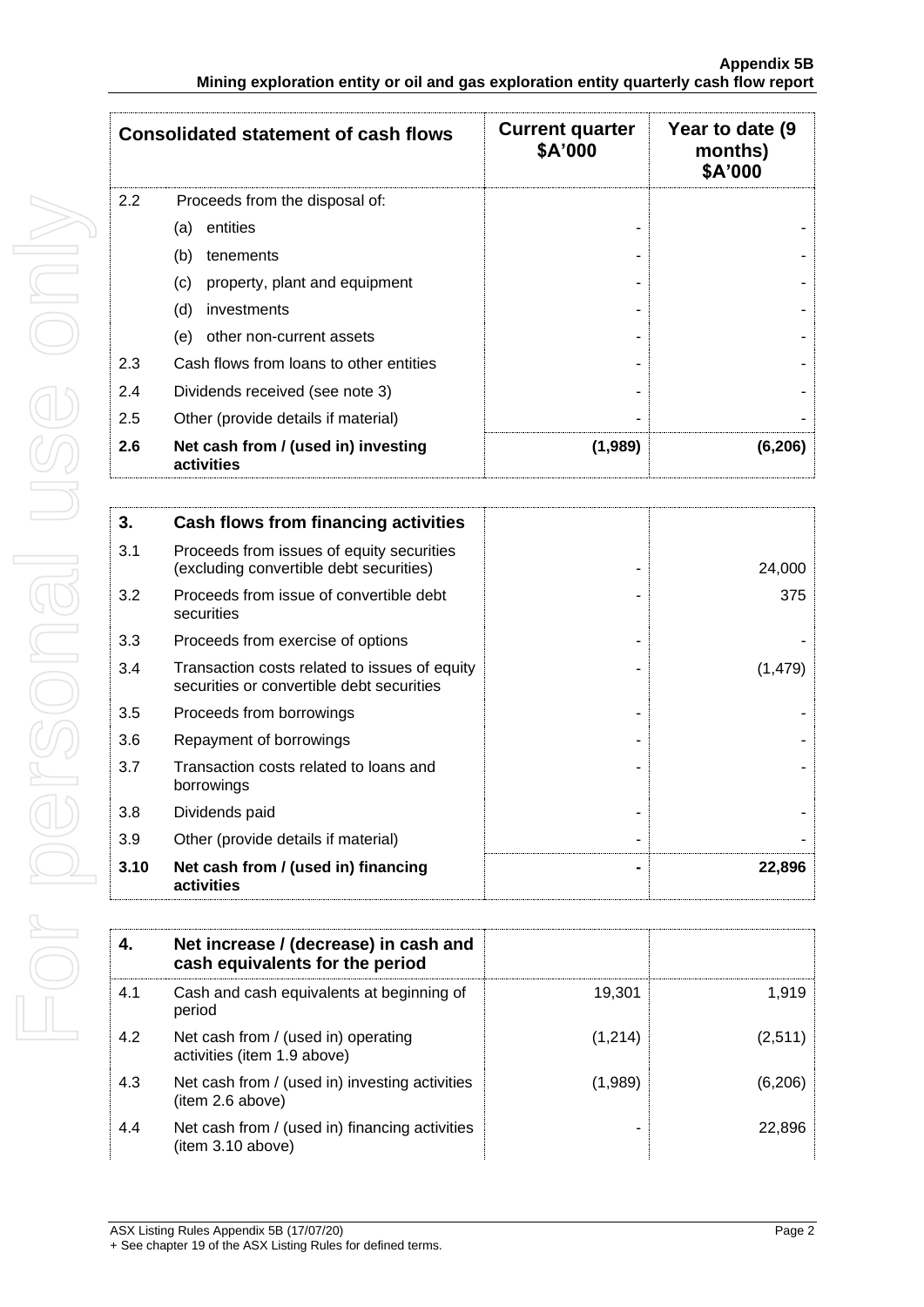| Consolidated statement of cash flows | | Current quarter $A'000 | Year to date (9 months) $A'000 |
|---|---|---|---|
| 2.2 | Proceeds from the disposal of: | | |
| | (a) entities | - | - |
| | (b) tenements | - | - |
| | (c) property, plant and equipment | - | - |
| | (d) investments | - | - |
| | (e) other non-current assets | - | - |
| 2.3 | Cash flows from loans to other entities | - | - |
| 2.4 | Dividends received (see note 3) | - | - |
| 2.5 | Other (provide details if material) | - | - |
| **2.6** | **Net cash from / (used in) investing activities** | **(1,989)** | **(6,206)** |

| **3.** | **Cash flows from financing activities** | | |
|---|---|---|---|
| 3.1 | Proceeds from issues of equity securities (excluding convertible debt securities) | - | 24,000 |
| 3.2 | Proceeds from issue of convertible debt securities | - | 375 |
| 3.3 | Proceeds from exercise of options | - | - |
| 3.4 | Transaction costs related to issues of equity securities or convertible debt securities | - | (1,479) |
| 3.5 | Proceeds from borrowings | - | - |
| 3.6 | Repayment of borrowings | - | - |
| 3.7 | Transaction costs related to loans and borrowings | - | - |
| 3.8 | Dividends paid | - | - |
| 3.9 | Other (provide details if material) | - | - |
| **3.10** | **Net cash from / (used in) financing activities** | **-** | **22,896** |

| **4.** | **Net increase / (decrease) in cash and cash equivalents for the period** | | |
|---|---|---|---|
| 4.1 | Cash and cash equivalents at beginning of period | 19,301 | 1,919 |
| 4.2 | Net cash from / (used in) operating activities (item 1.9 above) | (1,214) | (2,511) |
| 4.3 | Net cash from / (used in) investing activities (item 2.6 above) | (1,989) | (6,206) |
| 4.4 | Net cash from / (used in) financing activities (item 3.10 above) | - | 22,896 |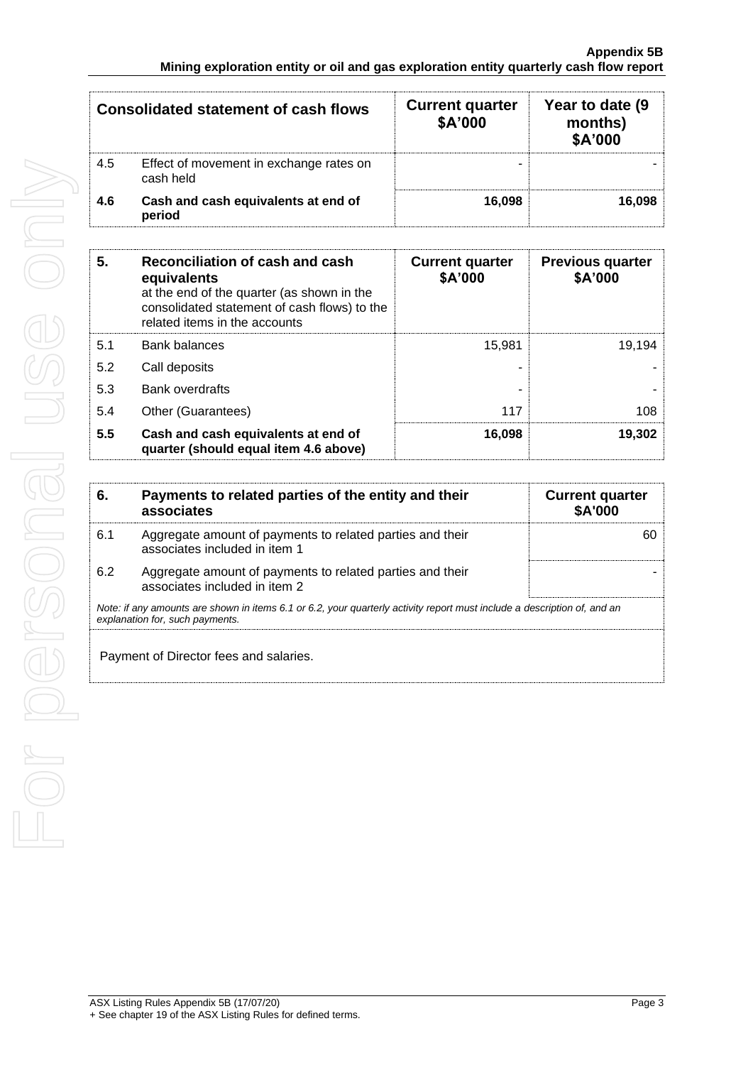| Consolidated statement of cash flows | | Current quarter $A'000 | Year to date (9 months) $A'000 |
|---|---|---|---|
| 4.5 | Effect of movement in exchange rates on cash held | - | - |
| **4.6** | **Cash and cash equivalents at end of period** | **16,098** | **16,098** |

| **5.** | **Reconciliation of cash and cash equivalents** at the end of the quarter (as shown in the consolidated statement of cash flows) to the related items in the accounts | **Current quarter $A'000** | **Previous quarter $A'000** |
|---|---|---|---|
| 5.1 | Bank balances | 15,981 | 19,194 |
| 5.2 | Call deposits | - | - |
| 5.3 | Bank overdrafts | - | - |
| 5.4 | Other (Guarantees) | 117 | 108 |
| **5.5** | **Cash and cash equivalents at end of quarter (should equal item 4.6 above)** | **16,098** | **19,302** |

| **6.** | **Payments to related parties of the entity and their associates** | **Current quarter $A'000** |
|---|---|---|
| 6.1 | Aggregate amount of payments to related parties and their associates included in item 1 | 60 |
| 6.2 | Aggregate amount of payments to related parties and their associates included in item 2 | - |

*Note: if any amounts are shown in items 6.1 or 6.2, your quarterly activity report must include a description of, and an explanation for, such payments.*

Payment of Director fees and salaries.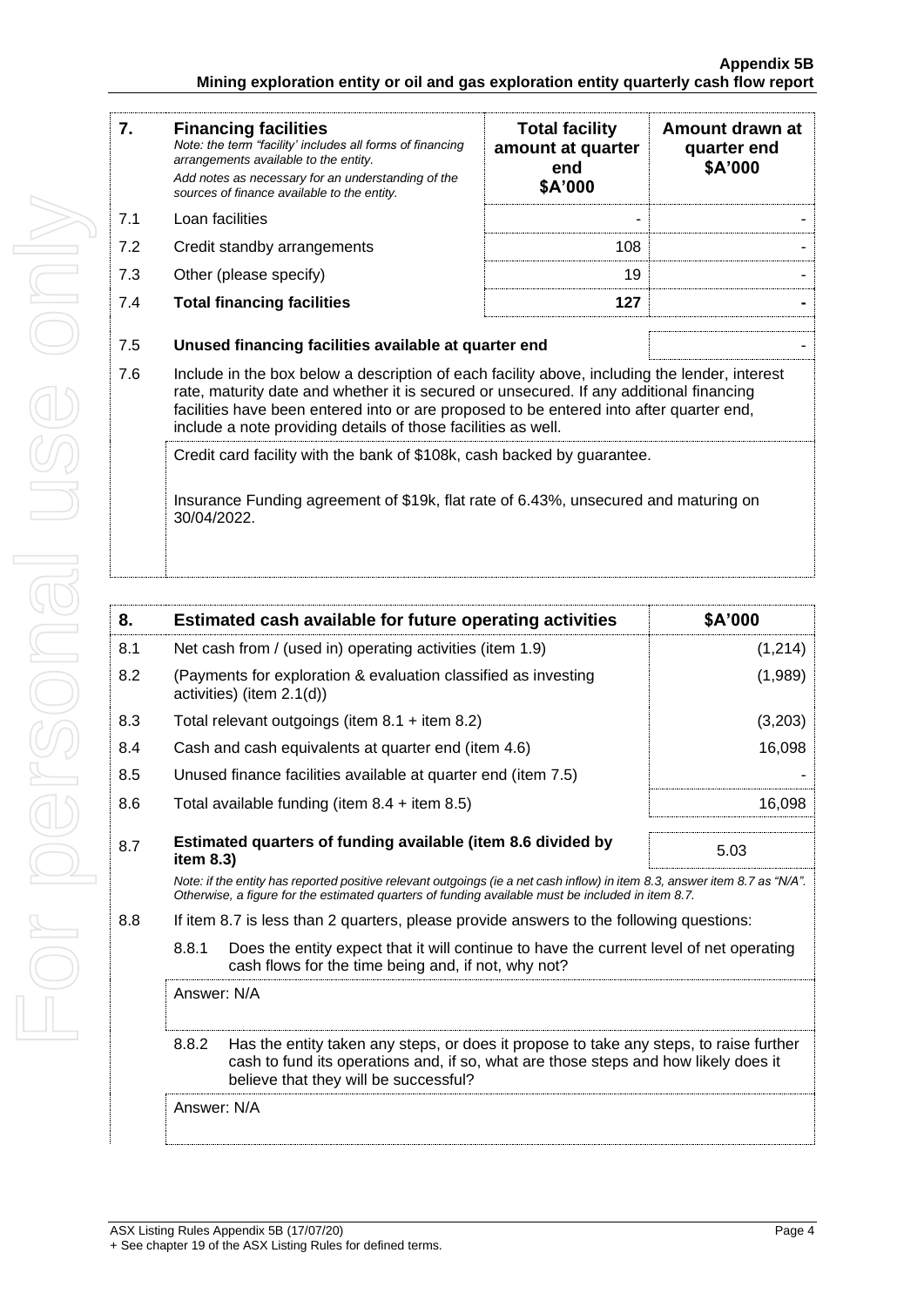| 7. | **Financing facilities**<br>*Note: the term "facility' includes all forms of financing arrangements available to the entity.*<br>*Add notes as necessary for an understanding of the sources of finance available to the entity.* | **Total facility amount at quarter end \$A'000** | **Amount drawn at quarter end \$A'000** |
|---|---|---|---|
| 7.1 | Loan facilities | - | - |
| 7.2 | Credit standby arrangements | 108 | - |
| 7.3 | Other (please specify) | 19 | - |
| 7.4 | **Total financing facilities** | **127** | **-** |

| | | |
|---|---|---|
| 7.5 | **Unused financing facilities available at quarter end** | - |

7.6 Include in the box below a description of each facility above, including the lender, interest rate, maturity date and whether it is secured or unsecured. If any additional financing facilities have been entered into or are proposed to be entered into after quarter end, include a note providing details of those facilities as well.

Credit card facility with the bank of \$108k, cash backed by guarantee.

Insurance Funding agreement of \$19k, flat rate of 6.43%, unsecured and maturing on 30/04/2022.

| 8. | **Estimated cash available for future operating activities** | **\$A'000** |
|---|---|---|
| 8.1 | Net cash from / (used in) operating activities (item 1.9) | (1,214) |
| 8.2 | (Payments for exploration & evaluation classified as investing activities) (item 2.1(d)) | (1,989) |
| 8.3 | Total relevant outgoings (item 8.1 + item 8.2) | (3,203) |
| 8.4 | Cash and cash equivalents at quarter end (item 4.6) | 16,098 |
| 8.5 | Unused finance facilities available at quarter end (item 7.5) | - |
| 8.6 | Total available funding (item 8.4 + item 8.5) | 16,098 |
| 8.7 | **Estimated quarters of funding available (item 8.6 divided by item 8.3)** | 5.03 |

*Note: if the entity has reported positive relevant outgoings (ie a net cash inflow) in item 8.3, answer item 8.7 as "N/A". Otherwise, a figure for the estimated quarters of funding available must be included in item 8.7.*

8.8 If item 8.7 is less than 2 quarters, please provide answers to the following questions:

8.8.1 Does the entity expect that it will continue to have the current level of net operating cash flows for the time being and, if not, why not?

Answer: N/A

8.8.2 Has the entity taken any steps, or does it propose to take any steps, to raise further cash to fund its operations and, if so, what are those steps and how likely does it believe that they will be successful?

Answer: N/A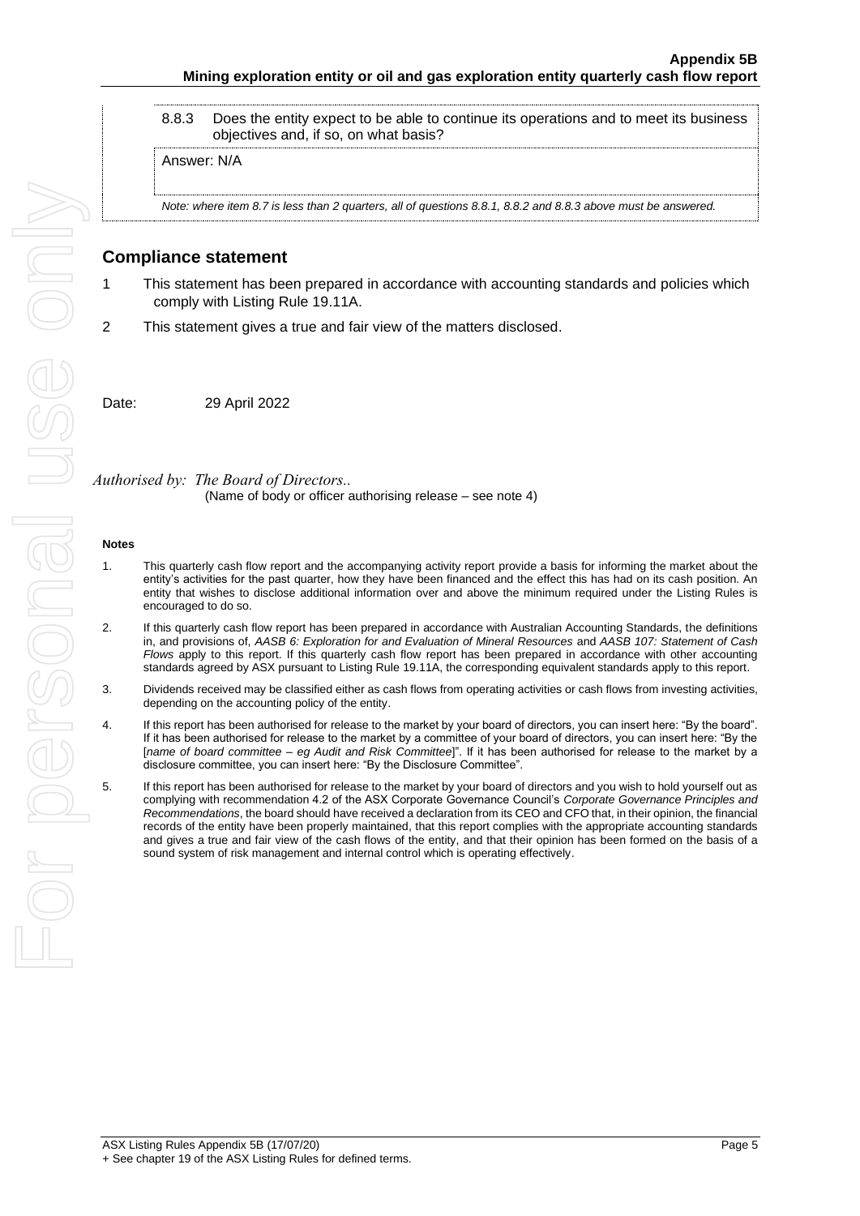8.8.3 Does the entity expect to be able to continue its operations and to meet its business objectives and, if so, on what basis?

Answer: N/A

*Note: where item 8.7 is less than 2 quarters, all of questions 8.8.1, 8.8.2 and 8.8.3 above must be answered.*

## Compliance statement

1 This statement has been prepared in accordance with accounting standards and policies which comply with Listing Rule 19.11A.

2 This statement gives a true and fair view of the matters disclosed.

Date: 29 April 2022

*Authorised by: The Board of Directors..*
(Name of body or officer authorising release – see note 4)

#### Notes

1. This quarterly cash flow report and the accompanying activity report provide a basis for informing the market about the entity's activities for the past quarter, how they have been financed and the effect this has had on its cash position. An entity that wishes to disclose additional information over and above the minimum required under the Listing Rules is encouraged to do so.
2. If this quarterly cash flow report has been prepared in accordance with Australian Accounting Standards, the definitions in, and provisions of, *AASB 6: Exploration for and Evaluation of Mineral Resources* and *AASB 107: Statement of Cash Flows* apply to this report. If this quarterly cash flow report has been prepared in accordance with other accounting standards agreed by ASX pursuant to Listing Rule 19.11A, the corresponding equivalent standards apply to this report.
3. Dividends received may be classified either as cash flows from operating activities or cash flows from investing activities, depending on the accounting policy of the entity.
4. If this report has been authorised for release to the market by your board of directors, you can insert here: "By the board". If it has been authorised for release to the market by a committee of your board of directors, you can insert here: "By the [*name of board committee – eg Audit and Risk Committee*]". If it has been authorised for release to the market by a disclosure committee, you can insert here: "By the Disclosure Committee".
5. If this report has been authorised for release to the market by your board of directors and you wish to hold yourself out as complying with recommendation 4.2 of the ASX Corporate Governance Council's *Corporate Governance Principles and Recommendations*, the board should have received a declaration from its CEO and CFO that, in their opinion, the financial records of the entity have been properly maintained, that this report complies with the appropriate accounting standards and gives a true and fair view of the cash flows of the entity, and that their opinion has been formed on the basis of a sound system of risk management and internal control which is operating effectively.